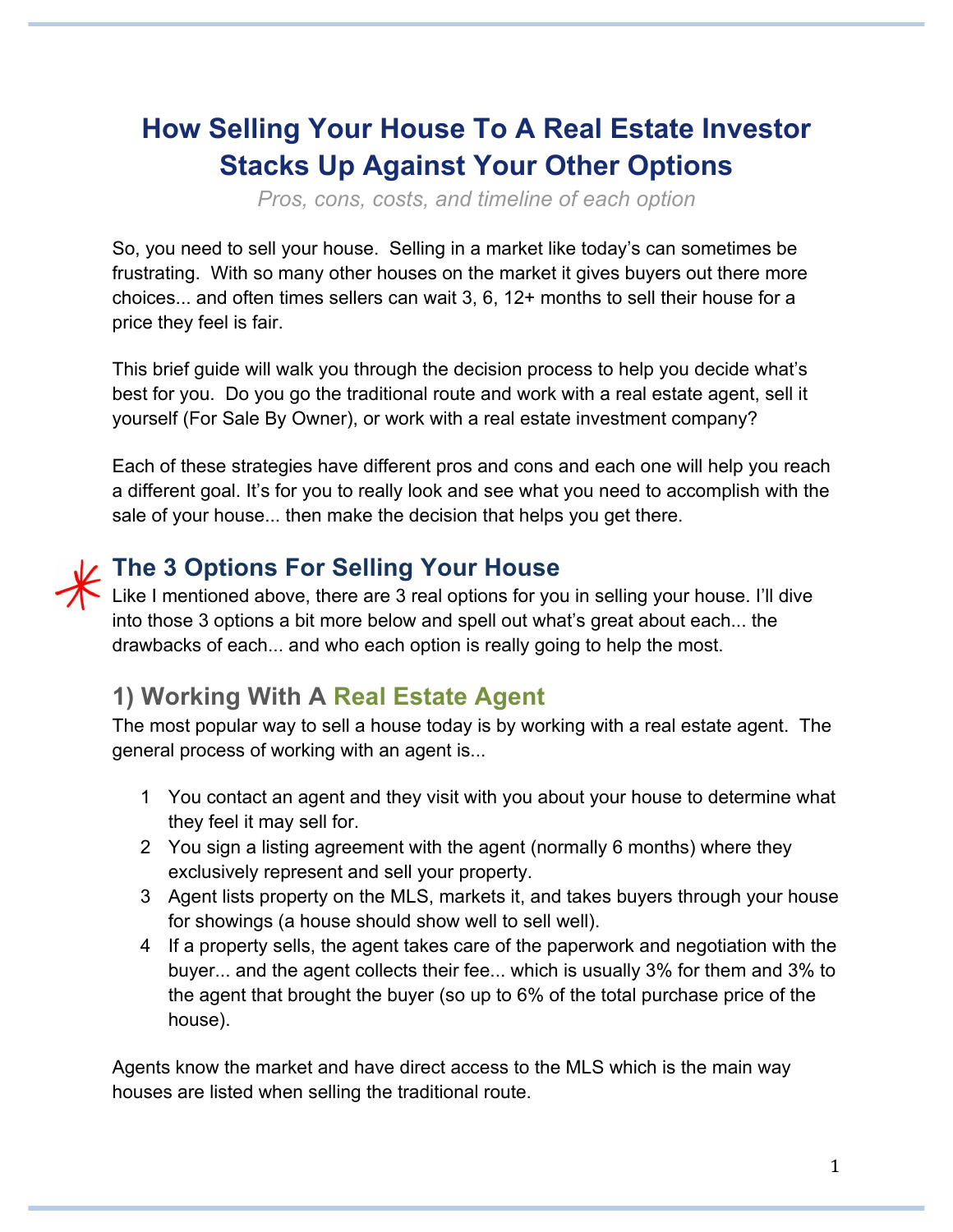# How Selling Your House To A Real Estate Investor Stacks Up Against Your Other Options

*Pros, cons, costs, and timeline of each option*

So, you need to sell your house. Selling in a market like today's can sometimes be frustrating. With so many other houses on the market it gives buyers out there more choices... and often times sellers can wait 3, 6, 12+ months to sell their house for a price they feel is fair.

This brief guide will walk you through the decision process to help you decide what's best for you. Do you go the traditional route and work with a real estate agent, sell it yourself (For Sale By Owner), or work with a real estate investment company?

Each of these strategies have different pros and cons and each one will help you reach a different goal. It's for you to really look and see what you need to accomplish with the sale of your house... then make the decision that helps you get there.

## The 3 Options For Selling Your House

Like I mentioned above, there are 3 real options for you in selling your house. I'll dive into those 3 options a bit more below and spell out what's great about each... the drawbacks of each... and who each option is really going to help the most.

### 1) Working With A Real Estate Agent

The most popular way to sell a house today is by working with a real estate agent. The general process of working with an agent is...

1. You contact an agent and they visit with you about your house to determine what they feel it may sell for.
2. You sign a listing agreement with the agent (normally 6 months) where they exclusively represent and sell your property.
3. Agent lists property on the MLS, markets it, and takes buyers through your house for showings (a house should show well to sell well).
4. If a property sells, the agent takes care of the paperwork and negotiation with the buyer... and the agent collects their fee... which is usually 3% for them and 3% to the agent that brought the buyer (so up to 6% of the total purchase price of the house).

Agents know the market and have direct access to the MLS which is the main way houses are listed when selling the traditional route.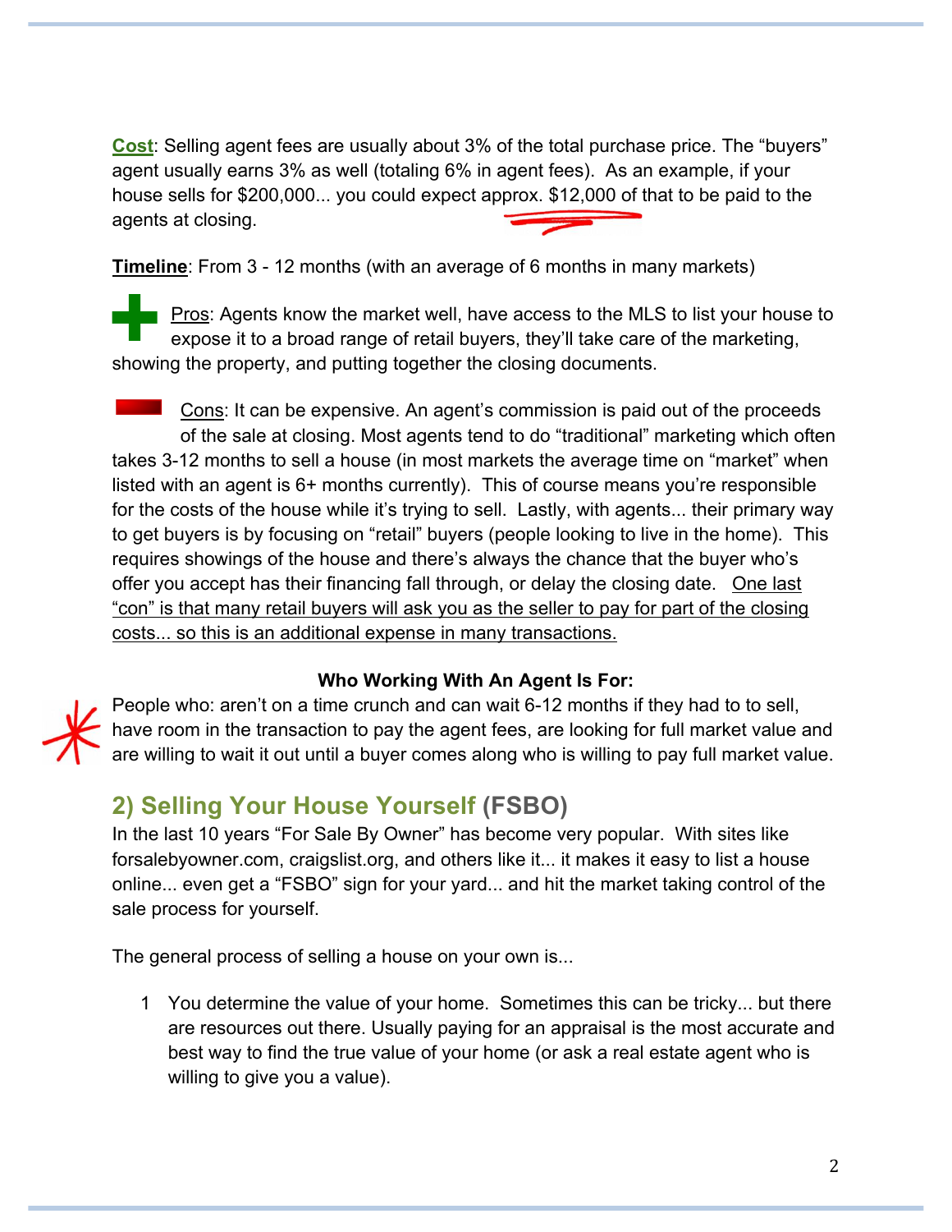**Cost**: Selling agent fees are usually about 3% of the total purchase price. The "buyers" agent usually earns 3% as well (totaling 6% in agent fees). As an example, if your house sells for $200,000... you could expect approx. $12,000 of that to be paid to the agents at closing.

**Timeline**: From 3 - 12 months (with an average of 6 months in many markets)

Pros: Agents know the market well, have access to the MLS to list your house to expose it to a broad range of retail buyers, they'll take care of the marketing, showing the property, and putting together the closing documents.

Cons: It can be expensive. An agent's commission is paid out of the proceeds of the sale at closing. Most agents tend to do "traditional" marketing which often takes 3-12 months to sell a house (in most markets the average time on "market" when listed with an agent is 6+ months currently). This of course means you're responsible for the costs of the house while it's trying to sell. Lastly, with agents... their primary way to get buyers is by focusing on "retail" buyers (people looking to live in the home). This requires showings of the house and there's always the chance that the buyer who's offer you accept has their financing fall through, or delay the closing date. One last "con" is that many retail buyers will ask you as the seller to pay for part of the closing costs... so this is an additional expense in many transactions.

**Who Working With An Agent Is For:**

People who: aren't on a time crunch and can wait 6-12 months if they had to to sell, have room in the transaction to pay the agent fees, are looking for full market value and are willing to wait it out until a buyer comes along who is willing to pay full market value.

## 2) Selling Your House Yourself (FSBO)

In the last 10 years "For Sale By Owner" has become very popular. With sites like forsalebyowner.com, craigslist.org, and others like it... it makes it easy to list a house online... even get a "FSBO" sign for your yard... and hit the market taking control of the sale process for yourself.

The general process of selling a house on your own is...

1. You determine the value of your home. Sometimes this can be tricky... but there are resources out there. Usually paying for an appraisal is the most accurate and best way to find the true value of your home (or ask a real estate agent who is willing to give you a value).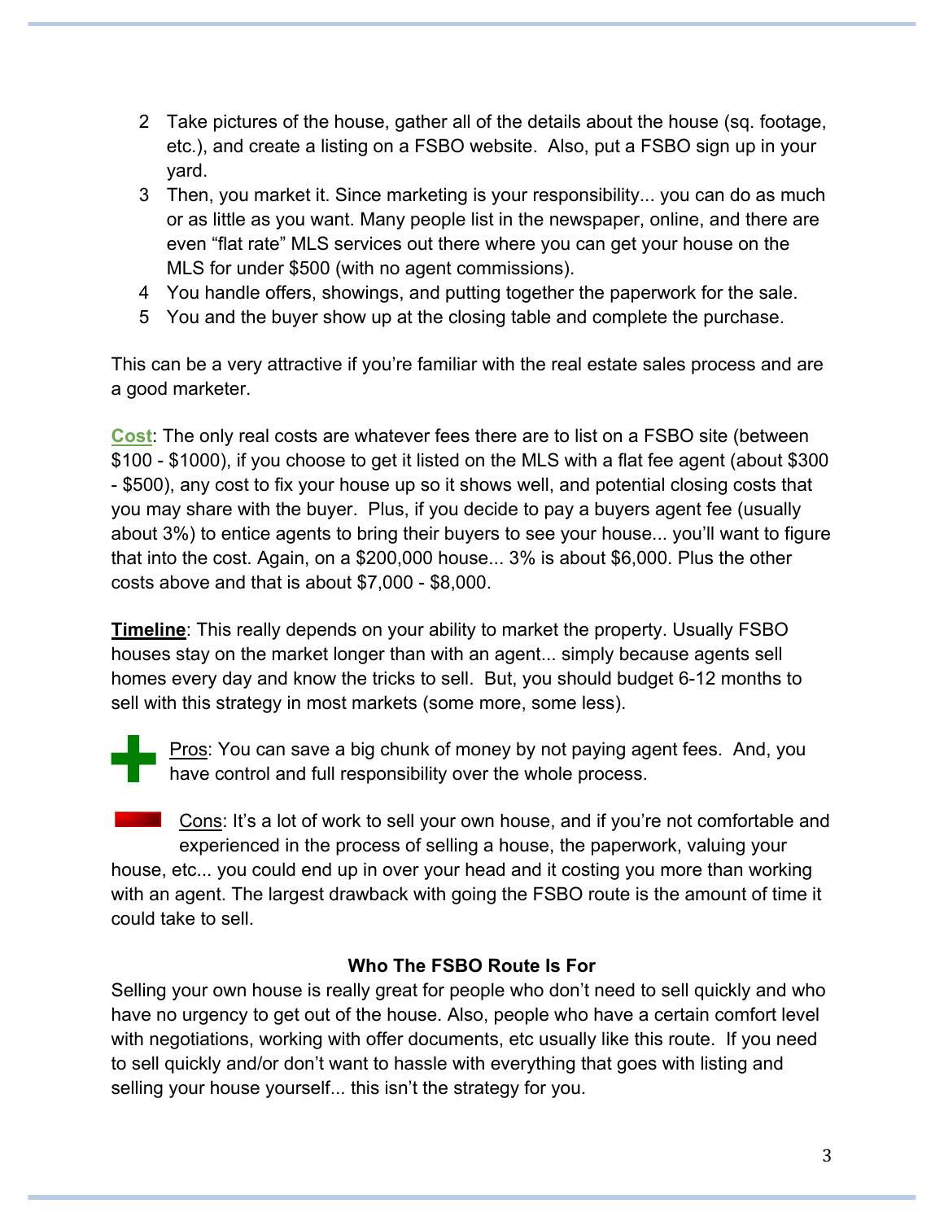2. Take pictures of the house, gather all of the details about the house (sq. footage, etc.), and create a listing on a FSBO website. Also, put a FSBO sign up in your yard.
3. Then, you market it. Since marketing is your responsibility... you can do as much or as little as you want. Many people list in the newspaper, online, and there are even “flat rate” MLS services out there where you can get your house on the MLS for under $500 (with no agent commissions).
4. You handle offers, showings, and putting together the paperwork for the sale.
5. You and the buyer show up at the closing table and complete the purchase.

This can be a very attractive if you’re familiar with the real estate sales process and are a good marketer.

**Cost**: The only real costs are whatever fees there are to list on a FSBO site (between $100 - $1000), if you choose to get it listed on the MLS with a flat fee agent (about $300 - $500), any cost to fix your house up so it shows well, and potential closing costs that you may share with the buyer. Plus, if you decide to pay a buyers agent fee (usually about 3%) to entice agents to bring their buyers to see your house... you’ll want to figure that into the cost. Again, on a $200,000 house... 3% is about $6,000. Plus the other costs above and that is about $7,000 - $8,000.

**Timeline**: This really depends on your ability to market the property. Usually FSBO houses stay on the market longer than with an agent... simply because agents sell homes every day and know the tricks to sell. But, you should budget 6-12 months to sell with this strategy in most markets (some more, some less).

Pros: You can save a big chunk of money by not paying agent fees. And, you have control and full responsibility over the whole process.

Cons: It’s a lot of work to sell your own house, and if you’re not comfortable and experienced in the process of selling a house, the paperwork, valuing your house, etc... you could end up in over your head and it costing you more than working with an agent. The largest drawback with going the FSBO route is the amount of time it could take to sell.

**Who The FSBO Route Is For**

Selling your own house is really great for people who don’t need to sell quickly and who have no urgency to get out of the house. Also, people who have a certain comfort level with negotiations, working with offer documents, etc usually like this route. If you need to sell quickly and/or don’t want to hassle with everything that goes with listing and selling your house yourself... this isn’t the strategy for you.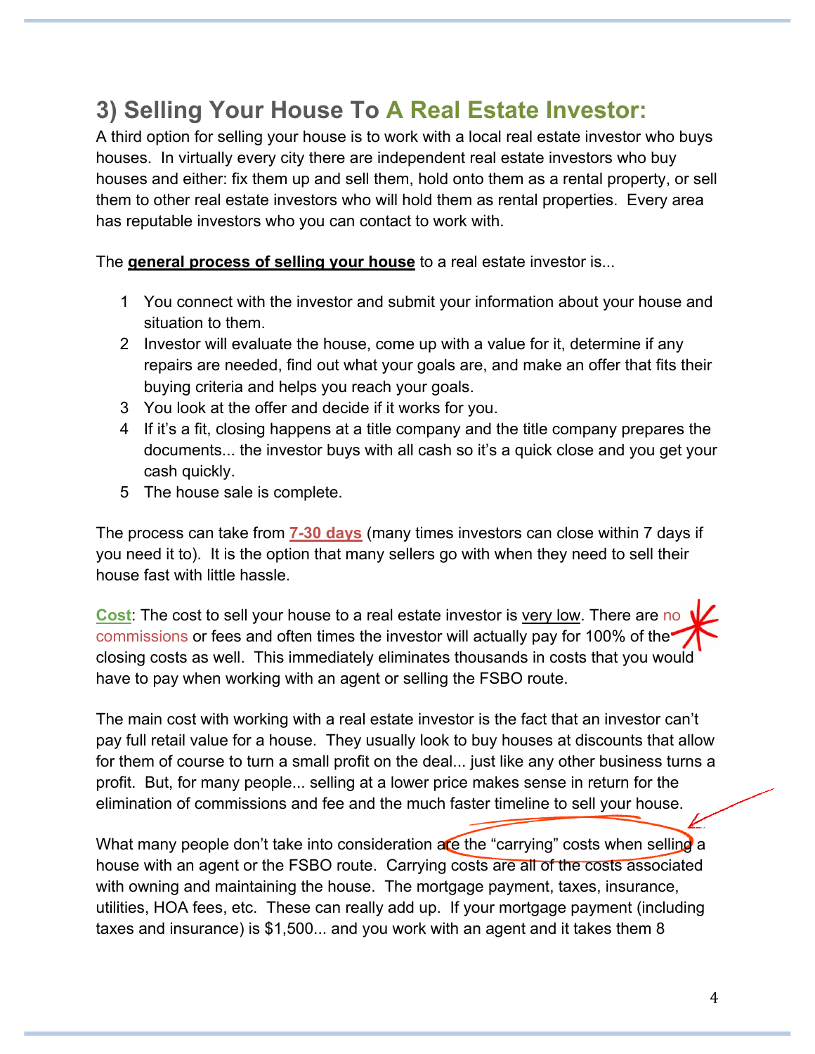## 3) Selling Your House To A Real Estate Investor:

A third option for selling your house is to work with a local real estate investor who buys houses. In virtually every city there are independent real estate investors who buy houses and either: fix them up and sell them, hold onto them as a rental property, or sell them to other real estate investors who will hold them as rental properties. Every area has reputable investors who you can contact to work with.

The **general process of selling your house** to a real estate investor is...

1. You connect with the investor and submit your information about your house and situation to them.
2. Investor will evaluate the house, come up with a value for it, determine if any repairs are needed, find out what your goals are, and make an offer that fits their buying criteria and helps you reach your goals.
3. You look at the offer and decide if it works for you.
4. If it's a fit, closing happens at a title company and the title company prepares the documents... the investor buys with all cash so it's a quick close and you get your cash quickly.
5. The house sale is complete.

The process can take from **7-30 days** (many times investors can close within 7 days if you need it to). It is the option that many sellers go with when they need to sell their house fast with little hassle.

**Cost**: The cost to sell your house to a real estate investor is very low. There are no commissions or fees and often times the investor will actually pay for 100% of the closing costs as well. This immediately eliminates thousands in costs that you would have to pay when working with an agent or selling the FSBO route.

The main cost with working with a real estate investor is the fact that an investor can't pay full retail value for a house. They usually look to buy houses at discounts that allow for them of course to turn a small profit on the deal... just like any other business turns a profit. But, for many people... selling at a lower price makes sense in return for the elimination of commissions and fee and the much faster timeline to sell your house.

What many people don't take into consideration are the "carrying" costs when selling a house with an agent or the FSBO route. Carrying costs are all of the costs associated with owning and maintaining the house. The mortgage payment, taxes, insurance, utilities, HOA fees, etc. These can really add up. If your mortgage payment (including taxes and insurance) is $1,500... and you work with an agent and it takes them 8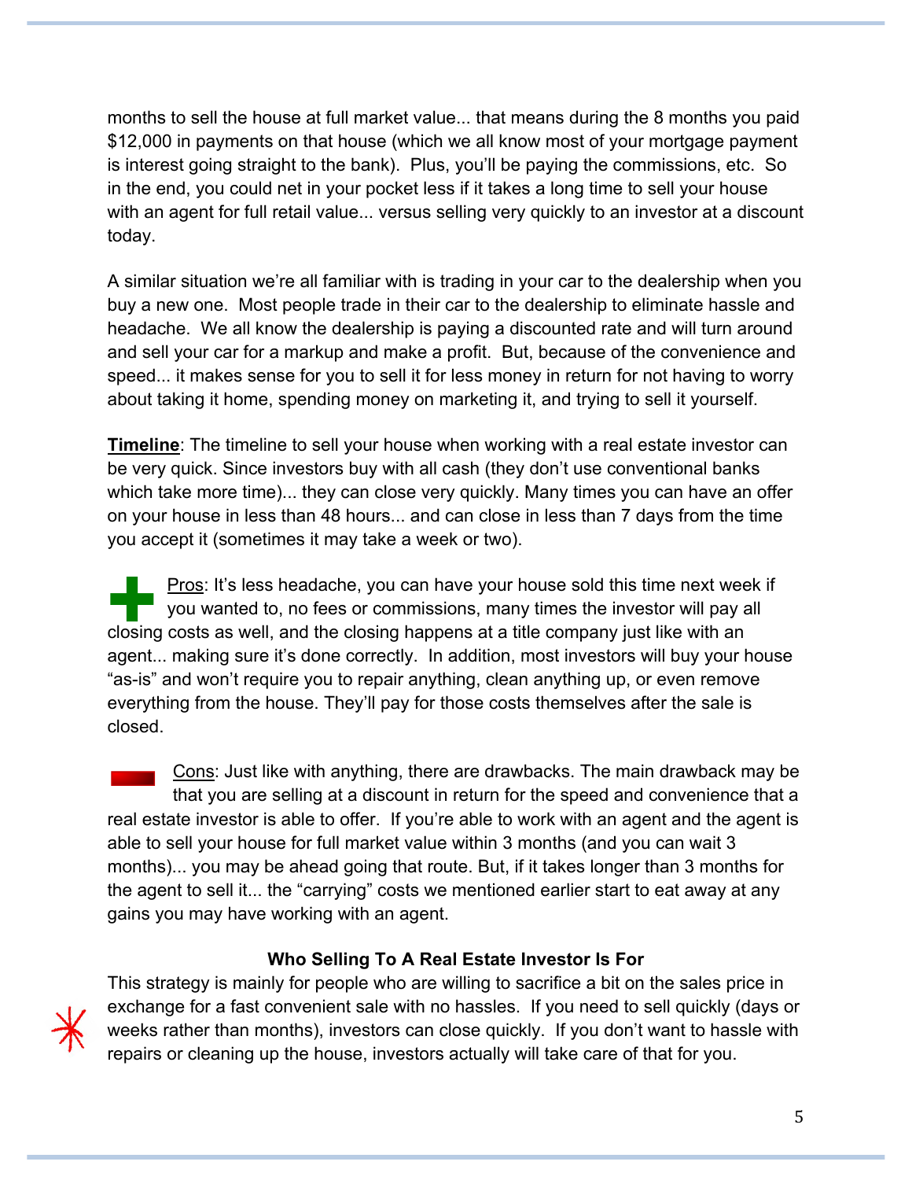months to sell the house at full market value... that means during the 8 months you paid $12,000 in payments on that house (which we all know most of your mortgage payment is interest going straight to the bank). Plus, you'll be paying the commissions, etc. So in the end, you could net in your pocket less if it takes a long time to sell your house with an agent for full retail value... versus selling very quickly to an investor at a discount today.

A similar situation we're all familiar with is trading in your car to the dealership when you buy a new one. Most people trade in their car to the dealership to eliminate hassle and headache. We all know the dealership is paying a discounted rate and will turn around and sell your car for a markup and make a profit. But, because of the convenience and speed... it makes sense for you to sell it for less money in return for not having to worry about taking it home, spending money on marketing it, and trying to sell it yourself.

**Timeline**: The timeline to sell your house when working with a real estate investor can be very quick. Since investors buy with all cash (they don't use conventional banks which take more time)... they can close very quickly. Many times you can have an offer on your house in less than 48 hours... and can close in less than 7 days from the time you accept it (sometimes it may take a week or two).

Pros: It's less headache, you can have your house sold this time next week if you wanted to, no fees or commissions, many times the investor will pay all closing costs as well, and the closing happens at a title company just like with an agent... making sure it's done correctly. In addition, most investors will buy your house "as-is" and won't require you to repair anything, clean anything up, or even remove everything from the house. They'll pay for those costs themselves after the sale is closed.

Cons: Just like with anything, there are drawbacks. The main drawback may be that you are selling at a discount in return for the speed and convenience that a real estate investor is able to offer. If you're able to work with an agent and the agent is able to sell your house for full market value within 3 months (and you can wait 3 months)... you may be ahead going that route. But, if it takes longer than 3 months for the agent to sell it... the "carrying" costs we mentioned earlier start to eat away at any gains you may have working with an agent.

**Who Selling To A Real Estate Investor Is For**

This strategy is mainly for people who are willing to sacrifice a bit on the sales price in exchange for a fast convenient sale with no hassles. If you need to sell quickly (days or weeks rather than months), investors can close quickly. If you don't want to hassle with repairs or cleaning up the house, investors actually will take care of that for you.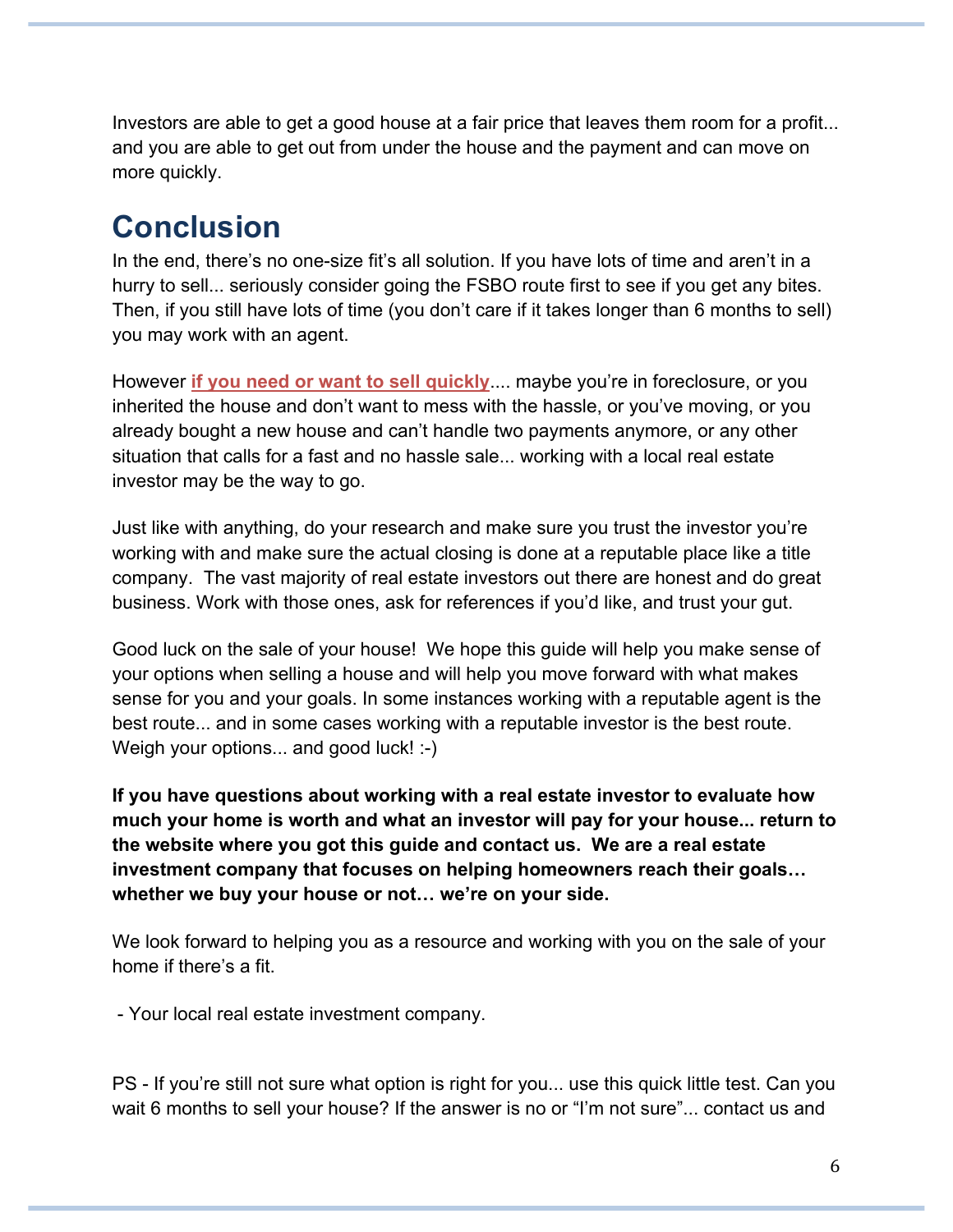Investors are able to get a good house at a fair price that leaves them room for a profit... and you are able to get out from under the house and the payment and can move on more quickly.

## Conclusion

In the end, there's no one-size fit's all solution. If you have lots of time and aren't in a hurry to sell... seriously consider going the FSBO route first to see if you get any bites. Then, if you still have lots of time (you don't care if it takes longer than 6 months to sell) you may work with an agent.

However **if you need or want to sell quickly**.... maybe you're in foreclosure, or you inherited the house and don't want to mess with the hassle, or you've moving, or you already bought a new house and can't handle two payments anymore, or any other situation that calls for a fast and no hassle sale... working with a local real estate investor may be the way to go.

Just like with anything, do your research and make sure you trust the investor you're working with and make sure the actual closing is done at a reputable place like a title company.  The vast majority of real estate investors out there are honest and do great business. Work with those ones, ask for references if you'd like, and trust your gut.

Good luck on the sale of your house!  We hope this guide will help you make sense of your options when selling a house and will help you move forward with what makes sense for you and your goals. In some instances working with a reputable agent is the best route... and in some cases working with a reputable investor is the best route. Weigh your options... and good luck! :-)

**If you have questions about working with a real estate investor to evaluate how much your home is worth and what an investor will pay for your house... return to the website where you got this guide and contact us.  We are a real estate investment company that focuses on helping homeowners reach their goals… whether we buy your house or not… we're on your side.**

We look forward to helping you as a resource and working with you on the sale of your home if there's a fit.

- Your local real estate investment company.

PS - If you're still not sure what option is right for you... use this quick little test. Can you wait 6 months to sell your house? If the answer is no or "I'm not sure"... contact us and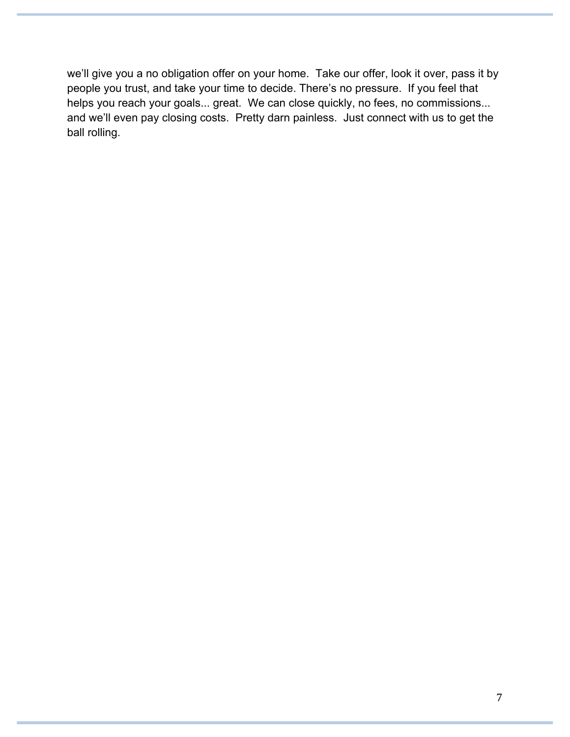we'll give you a no obligation offer on your home. Take our offer, look it over, pass it by people you trust, and take your time to decide. There's no pressure. If you feel that helps you reach your goals... great. We can close quickly, no fees, no commissions... and we'll even pay closing costs. Pretty darn painless. Just connect with us to get the ball rolling.